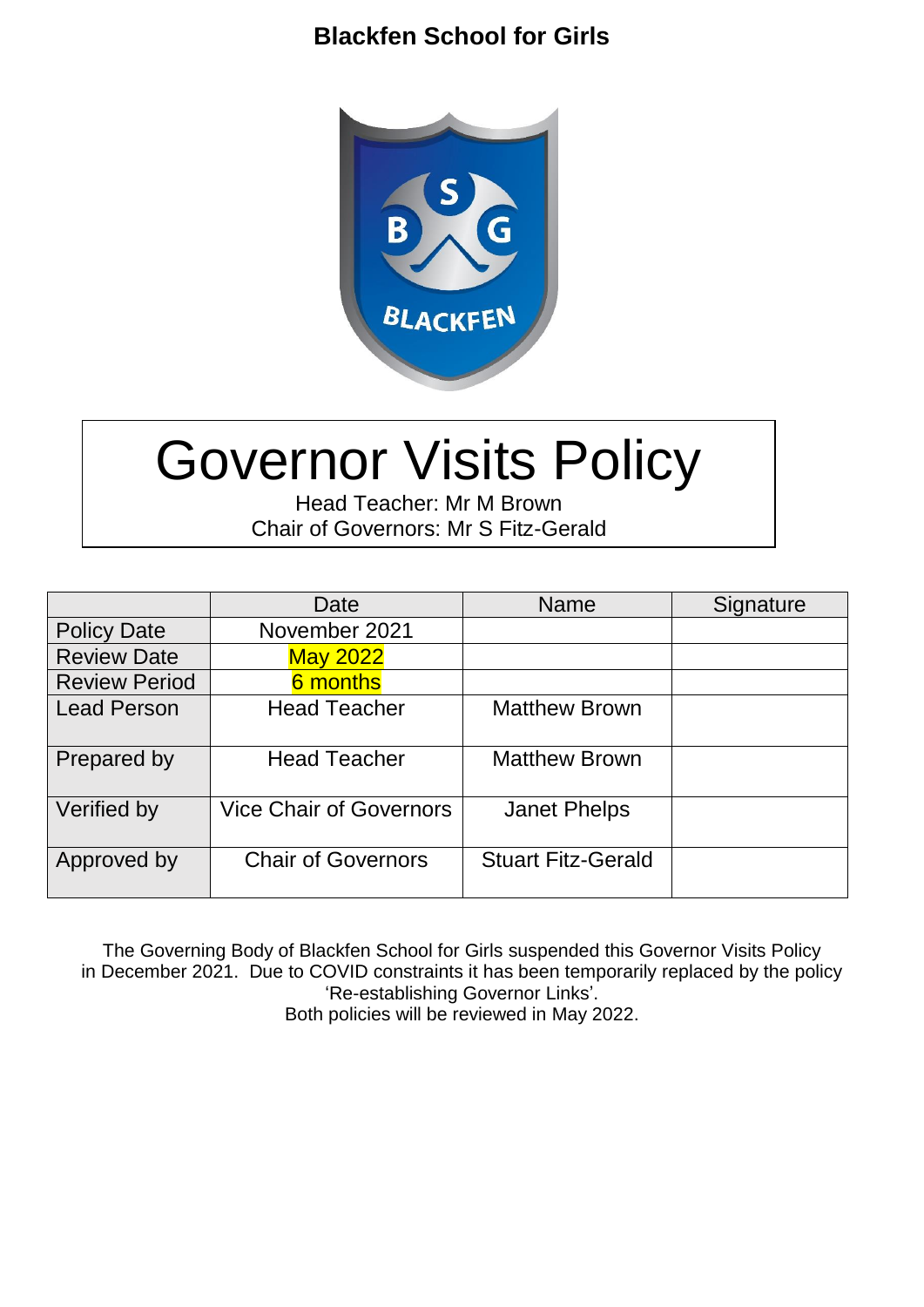**Blackfen School for Girls**

# Governor Visits Policy

Head Teacher: Mr M Brown
Chair of Governors: Mr S Fitz-Gerald

| | Date | Name | Signature |
|---|---|---|---|
| Policy Date | November 2021 | | |
| Review Date | May 2022 | | |
| Review Period | 6 months | | |
| Lead Person | Head Teacher | Matthew Brown | |
| Prepared by | Head Teacher | Matthew Brown | |
| Verified by | Vice Chair of Governors | Janet Phelps | |
| Approved by | Chair of Governors | Stuart Fitz-Gerald | |

The Governing Body of Blackfen School for Girls suspended this Governor Visits Policy in December 2021. Due to COVID constraints it has been temporarily replaced by the policy 'Re-establishing Governor Links'.
Both policies will be reviewed in May 2022.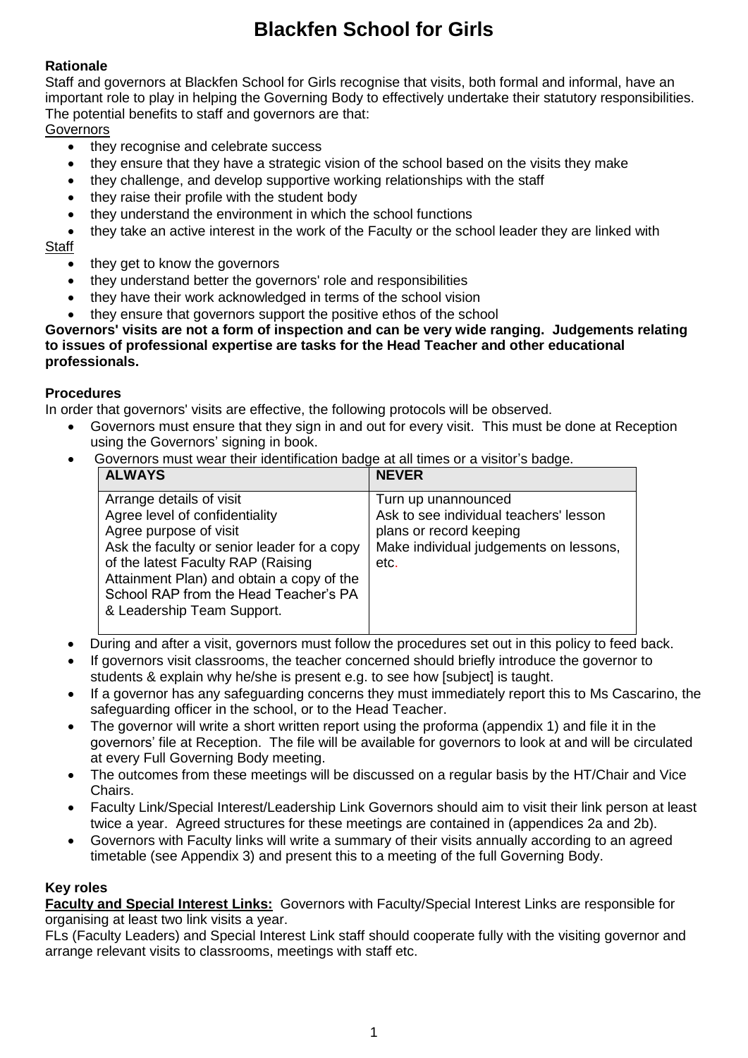# Blackfen School for Girls

**Rationale**

Staff and governors at Blackfen School for Girls recognise that visits, both formal and informal, have an important role to play in helping the Governing Body to effectively undertake their statutory responsibilities. The potential benefits to staff and governors are that:

Governors

- they recognise and celebrate success
- they ensure that they have a strategic vision of the school based on the visits they make
- they challenge, and develop supportive working relationships with the staff
- they raise their profile with the student body
- they understand the environment in which the school functions
- they take an active interest in the work of the Faculty or the school leader they are linked with

Staff

- they get to know the governors
- they understand better the governors' role and responsibilities
- they have their work acknowledged in terms of the school vision
- they ensure that governors support the positive ethos of the school

**Governors' visits are not a form of inspection and can be very wide ranging. Judgements relating to issues of professional expertise are tasks for the Head Teacher and other educational professionals.**

**Procedures**

In order that governors' visits are effective, the following protocols will be observed.

- Governors must ensure that they sign in and out for every visit. This must be done at Reception using the Governors' signing in book.
- Governors must wear their identification badge at all times or a visitor's badge.

| ALWAYS | NEVER |
|---|---|
| Arrange details of visit<br>Agree level of confidentiality<br>Agree purpose of visit<br>Ask the faculty or senior leader for a copy of the latest Faculty RAP (Raising Attainment Plan) and obtain a copy of the School RAP from the Head Teacher's PA & Leadership Team Support. | Turn up unannounced<br>Ask to see individual teachers' lesson plans or record keeping<br>Make individual judgements on lessons, etc. |

- During and after a visit, governors must follow the procedures set out in this policy to feed back.
- If governors visit classrooms, the teacher concerned should briefly introduce the governor to students & explain why he/she is present e.g. to see how [subject] is taught.
- If a governor has any safeguarding concerns they must immediately report this to Ms Cascarino, the safeguarding officer in the school, or to the Head Teacher.
- The governor will write a short written report using the proforma (appendix 1) and file it in the governors' file at Reception. The file will be available for governors to look at and will be circulated at every Full Governing Body meeting.
- The outcomes from these meetings will be discussed on a regular basis by the HT/Chair and Vice Chairs.
- Faculty Link/Special Interest/Leadership Link Governors should aim to visit their link person at least twice a year. Agreed structures for these meetings are contained in (appendices 2a and 2b).
- Governors with Faculty links will write a summary of their visits annually according to an agreed timetable (see Appendix 3) and present this to a meeting of the full Governing Body.

**Key roles**

**Faculty and Special Interest Links:** Governors with Faculty/Special Interest Links are responsible for organising at least two link visits a year.

FLs (Faculty Leaders) and Special Interest Link staff should cooperate fully with the visiting governor and arrange relevant visits to classrooms, meetings with staff etc.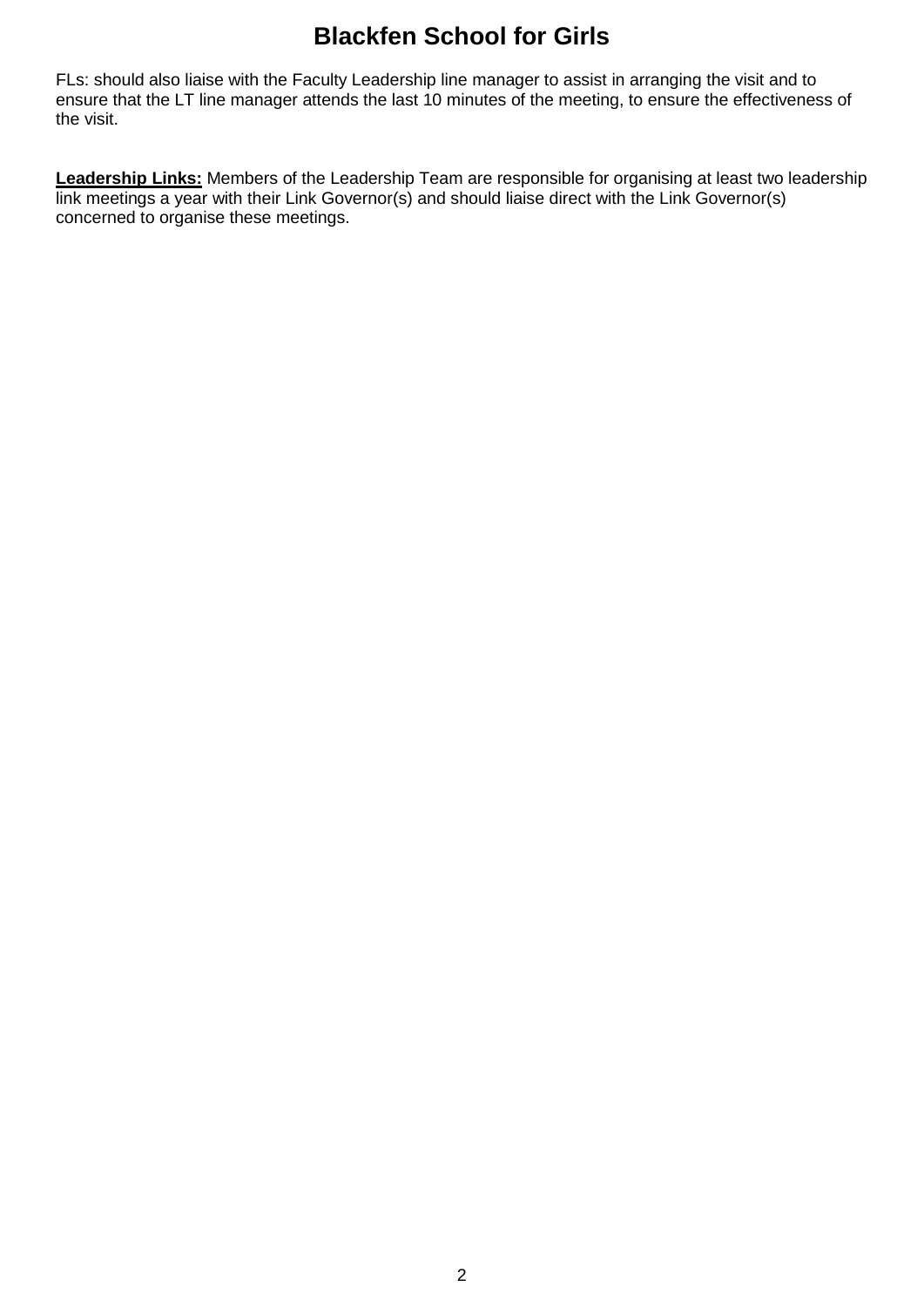FLs: should also liaise with the Faculty Leadership line manager to assist in arranging the visit and to ensure that the LT line manager attends the last 10 minutes of the meeting, to ensure the effectiveness of the visit.

**Leadership Links:** Members of the Leadership Team are responsible for organising at least two leadership link meetings a year with their Link Governor(s) and should liaise direct with the Link Governor(s) concerned to organise these meetings.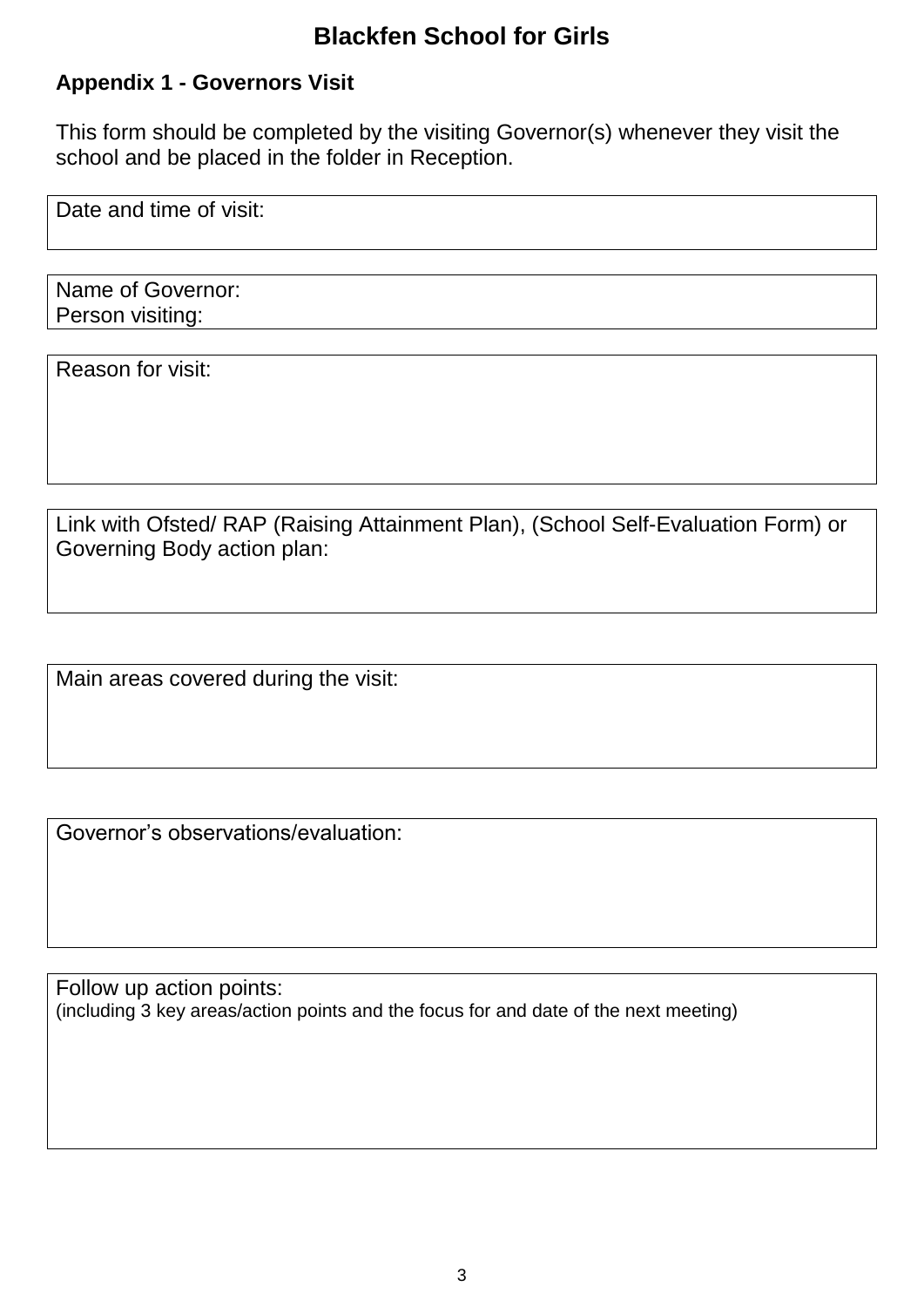# Blackfen School for Girls

## Appendix 1 - Governors Visit

This form should be completed by the visiting Governor(s) whenever they visit the school and be placed in the folder in Reception.

| Date and time of visit: |
|---|
| |

| Name of Governor:<br>Person visiting: |
|---|

| Reason for visit: |
|---|
| |

| Link with Ofsted/ RAP (Raising Attainment Plan), (School Self-Evaluation Form) or Governing Body action plan: |
|---|
| |

| Main areas covered during the visit: |
|---|
| |

| Governor's observations/evaluation: |
|---|
| |

| Follow up action points:<br>(including 3 key areas/action points and the focus for and date of the next meeting) |
|---|
| |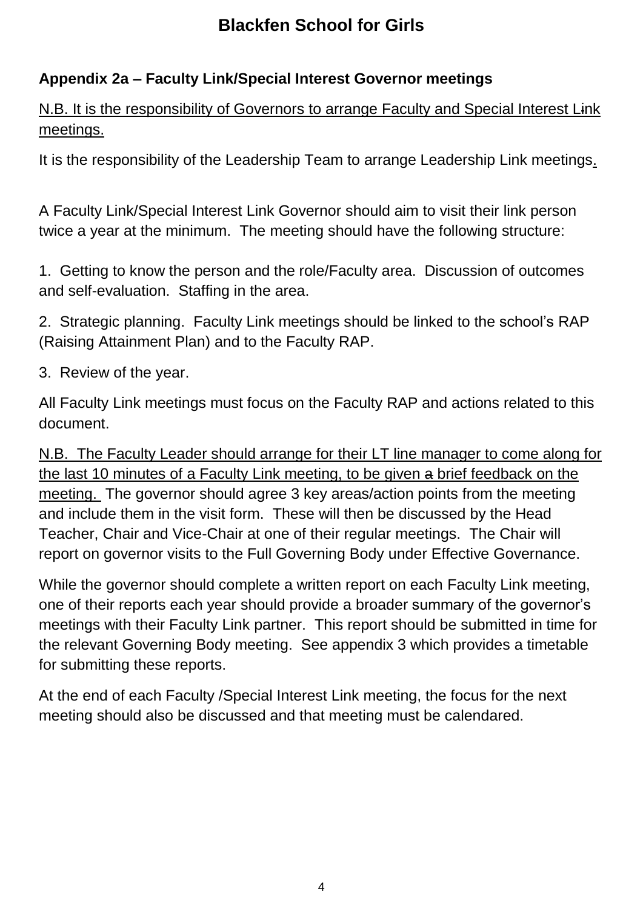# Blackfen School for Girls

## Appendix 2a – Faculty Link/Special Interest Governor meetings

N.B. It is the responsibility of Governors to arrange Faculty and Special Interest Link meetings.

It is the responsibility of the Leadership Team to arrange Leadership Link meetings.

A Faculty Link/Special Interest Link Governor should aim to visit their link person twice a year at the minimum. The meeting should have the following structure:

1. Getting to know the person and the role/Faculty area. Discussion of outcomes and self-evaluation. Staffing in the area.
2. Strategic planning. Faculty Link meetings should be linked to the school's RAP (Raising Attainment Plan) and to the Faculty RAP.
3. Review of the year.

All Faculty Link meetings must focus on the Faculty RAP and actions related to this document.

N.B. The Faculty Leader should arrange for their LT line manager to come along for the last 10 minutes of a Faculty Link meeting, to be given brief feedback on the meeting. The governor should agree 3 key areas/action points from the meeting and include them in the visit form. These will then be discussed by the Head Teacher, Chair and Vice-Chair at one of their regular meetings. The Chair will report on governor visits to the Full Governing Body under Effective Governance.

While the governor should complete a written report on each Faculty Link meeting, one of their reports each year should provide a broader summary of the governor's meetings with their Faculty Link partner. This report should be submitted in time for the relevant Governing Body meeting. See appendix 3 which provides a timetable for submitting these reports.

At the end of each Faculty /Special Interest Link meeting, the focus for the next meeting should also be discussed and that meeting must be calendared.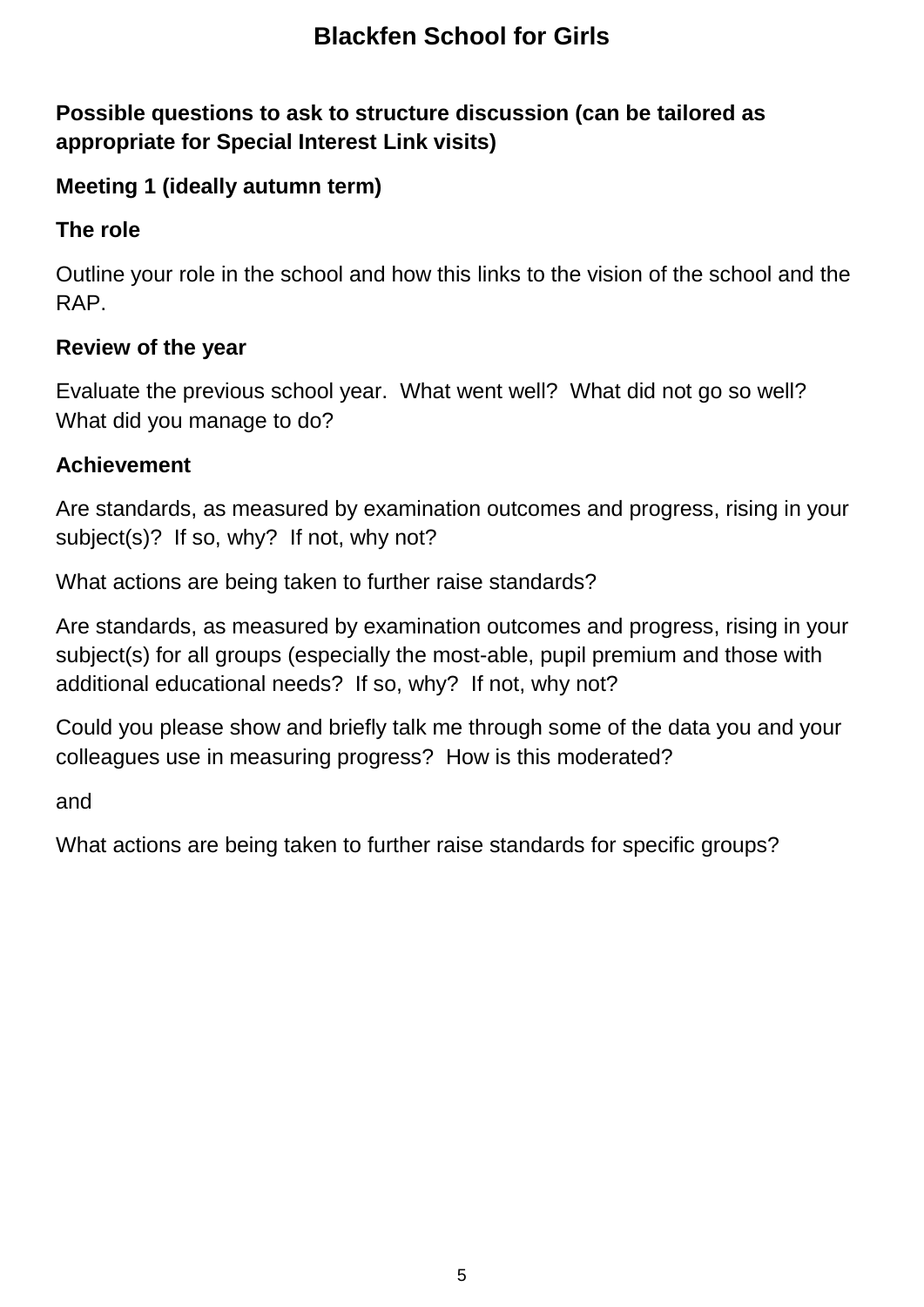**Possible questions to ask to structure discussion (can be tailored as appropriate for Special Interest Link visits)**

**Meeting 1 (ideally autumn term)**

**The role**

Outline your role in the school and how this links to the vision of the school and the RAP.

**Review of the year**

Evaluate the previous school year. What went well? What did not go so well? What did you manage to do?

**Achievement**

Are standards, as measured by examination outcomes and progress, rising in your subject(s)? If so, why? If not, why not?

What actions are being taken to further raise standards?

Are standards, as measured by examination outcomes and progress, rising in your subject(s) for all groups (especially the most-able, pupil premium and those with additional educational needs? If so, why? If not, why not?

Could you please show and briefly talk me through some of the data you and your colleagues use in measuring progress? How is this moderated?

and

What actions are being taken to further raise standards for specific groups?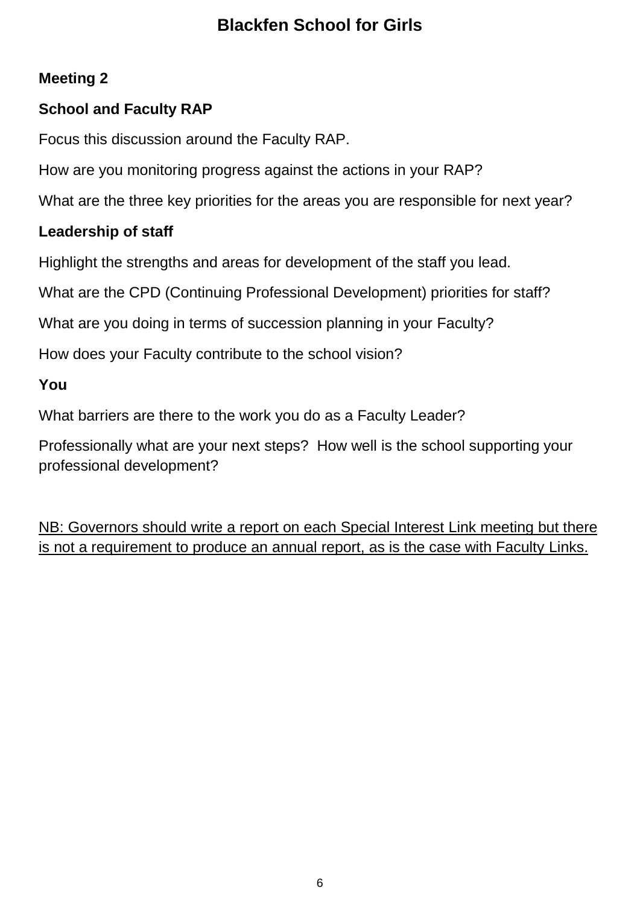# Blackfen School for Girls

**Meeting 2**

**School and Faculty RAP**

Focus this discussion around the Faculty RAP.

How are you monitoring progress against the actions in your RAP?

What are the three key priorities for the areas you are responsible for next year?

**Leadership of staff**

Highlight the strengths and areas for development of the staff you lead.

What are the CPD (Continuing Professional Development) priorities for staff?

What are you doing in terms of succession planning in your Faculty?

How does your Faculty contribute to the school vision?

**You**

What barriers are there to the work you do as a Faculty Leader?

Professionally what are your next steps? How well is the school supporting your professional development?

<u>NB: Governors should write a report on each Special Interest Link meeting but there is not a requirement to produce an annual report, as is the case with Faculty Links.</u>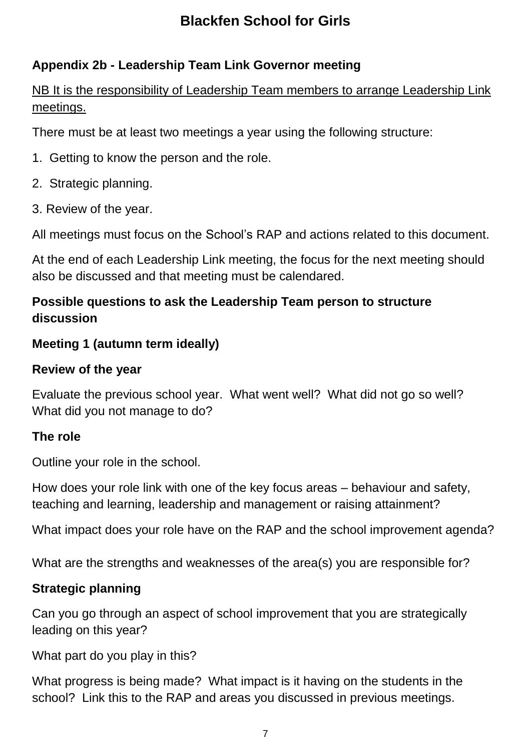# Blackfen School for Girls

**Appendix 2b - Leadership Team Link Governor meeting**

<u>NB It is the responsibility of Leadership Team members to arrange Leadership Link meetings.</u>

There must be at least two meetings a year using the following structure:

1. Getting to know the person and the role.
2. Strategic planning.
3. Review of the year.

All meetings must focus on the School's RAP and actions related to this document.

At the end of each Leadership Link meeting, the focus for the next meeting should also be discussed and that meeting must be calendared.

**Possible questions to ask the Leadership Team person to structure discussion**

**Meeting 1 (autumn term ideally)**

**Review of the year**

Evaluate the previous school year. What went well? What did not go so well? What did you not manage to do?

**The role**

Outline your role in the school.

How does your role link with one of the key focus areas – behaviour and safety, teaching and learning, leadership and management or raising attainment?

What impact does your role have on the RAP and the school improvement agenda?

What are the strengths and weaknesses of the area(s) you are responsible for?

**Strategic planning**

Can you go through an aspect of school improvement that you are strategically leading on this year?

What part do you play in this?

What progress is being made? What impact is it having on the students in the school? Link this to the RAP and areas you discussed in previous meetings.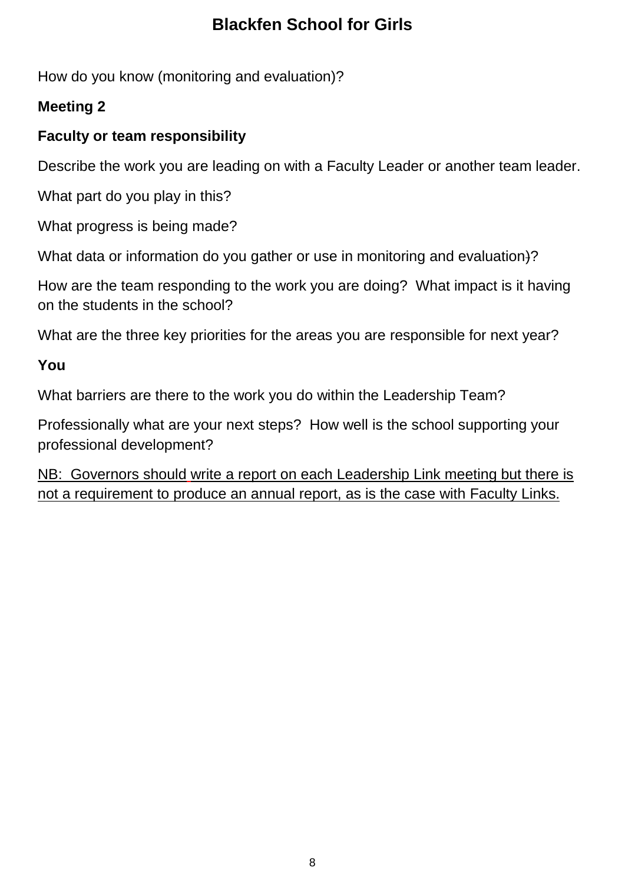How do you know (monitoring and evaluation)?

**Meeting 2**

**Faculty or team responsibility**

Describe the work you are leading on with a Faculty Leader or another team leader.

What part do you play in this?

What progress is being made?

What data or information do you gather or use in monitoring and evaluation)?

How are the team responding to the work you are doing? What impact is it having on the students in the school?

What are the three key priorities for the areas you are responsible for next year?

**You**

What barriers are there to the work you do within the Leadership Team?

Professionally what are your next steps? How well is the school supporting your professional development?

<u>NB: Governors should write a report on each Leadership Link meeting but there is not a requirement to produce an annual report, as is the case with Faculty Links.</u>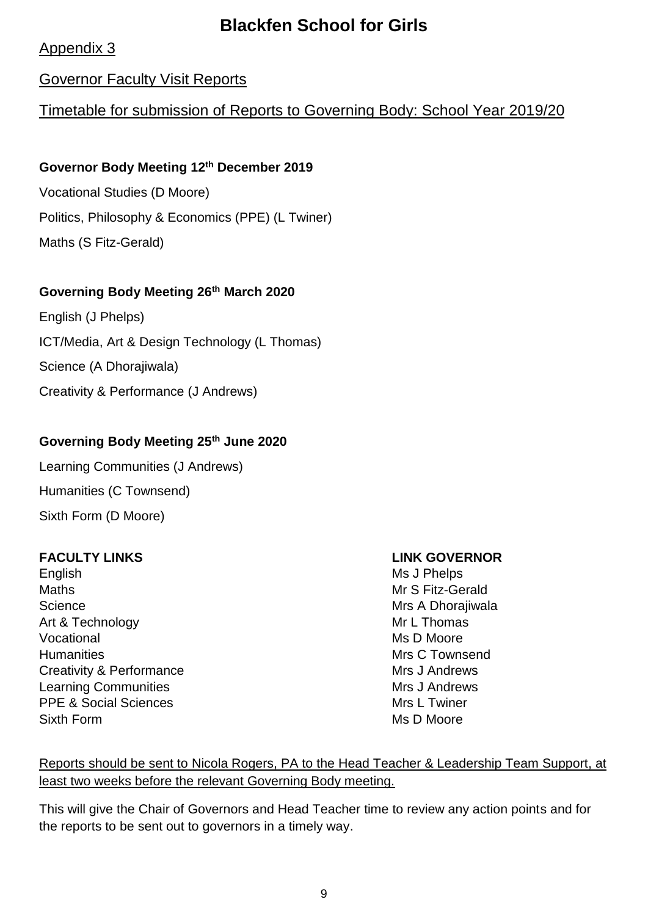# Blackfen School for Girls

Appendix 3

Governor Faculty Visit Reports

Timetable for submission of Reports to Governing Body: School Year 2019/20

**Governor Body Meeting 12th December 2019**

Vocational Studies (D Moore)

Politics, Philosophy & Economics (PPE) (L Twiner)

Maths (S Fitz-Gerald)

**Governing Body Meeting 26th March 2020**

English (J Phelps)

ICT/Media, Art & Design Technology (L Thomas)

Science (A Dhorajiwala)

Creativity & Performance (J Andrews)

**Governing Body Meeting 25th June 2020**

Learning Communities (J Andrews)

Humanities (C Townsend)

Sixth Form (D Moore)

| FACULTY LINKS | LINK GOVERNOR |
| --- | --- |
| English | Ms J Phelps |
| Maths | Mr S Fitz-Gerald |
| Science | Mrs A Dhorajiwala |
| Art & Technology | Mr L Thomas |
| Vocational | Ms D Moore |
| Humanities | Mrs C Townsend |
| Creativity & Performance | Mrs J Andrews |
| Learning Communities | Mrs J Andrews |
| PPE & Social Sciences | Mrs L Twiner |
| Sixth Form | Ms D Moore |

Reports should be sent to Nicola Rogers, PA to the Head Teacher & Leadership Team Support, at least two weeks before the relevant Governing Body meeting.

This will give the Chair of Governors and Head Teacher time to review any action points and for the reports to be sent out to governors in a timely way.